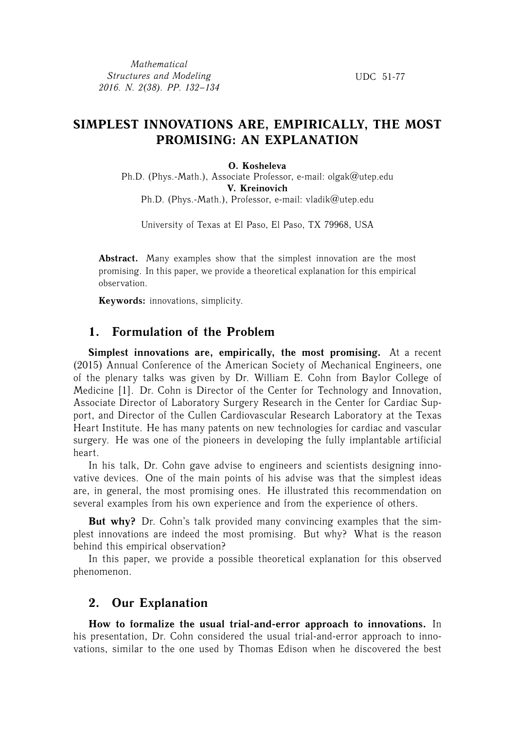Mathematical
Structures and Modeling
2016. N. 2(38). PP. 132–134

UDC 51-77

# SIMPLEST INNOVATIONS ARE, EMPIRICALLY, THE MOST PROMISING: AN EXPLANATION

**O. Kosheleva**
Ph.D. (Phys.-Math.), Associate Professor, e-mail: olgak@utep.edu
**V. Kreinovich**
Ph.D. (Phys.-Math.), Professor, e-mail: vladik@utep.edu

University of Texas at El Paso, El Paso, TX 79968, USA

**Abstract.** Many examples show that the simplest innovation are the most promising. In this paper, we provide a theoretical explanation for this empirical observation.

**Keywords:** innovations, simplicity.

## 1. Formulation of the Problem

**Simplest innovations are, empirically, the most promising.** At a recent (2015) Annual Conference of the American Society of Mechanical Engineers, one of the plenary talks was given by Dr. William E. Cohn from Baylor College of Medicine [1]. Dr. Cohn is Director of the Center for Technology and Innovation, Associate Director of Laboratory Surgery Research in the Center for Cardiac Support, and Director of the Cullen Cardiovascular Research Laboratory at the Texas Heart Institute. He has many patents on new technologies for cardiac and vascular surgery. He was one of the pioneers in developing the fully implantable artificial heart.

In his talk, Dr. Cohn gave advise to engineers and scientists designing innovative devices. One of the main points of his advise was that the simplest ideas are, in general, the most promising ones. He illustrated this recommendation on several examples from his own experience and from the experience of others.

**But why?** Dr. Cohn's talk provided many convincing examples that the simplest innovations are indeed the most promising. But why? What is the reason behind this empirical observation?

In this paper, we provide a possible theoretical explanation for this observed phenomenon.

## 2. Our Explanation

**How to formalize the usual trial-and-error approach to innovations.** In his presentation, Dr. Cohn considered the usual trial-and-error approach to innovations, similar to the one used by Thomas Edison when he discovered the best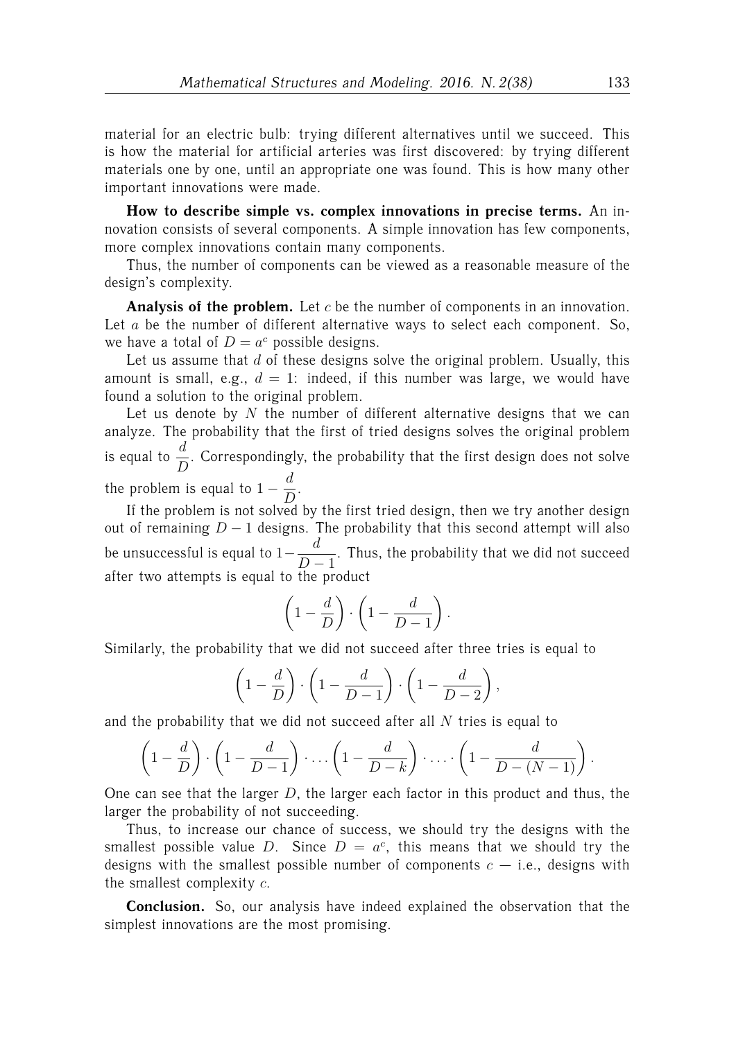material for an electric bulb: trying different alternatives until we succeed. This is how the material for artificial arteries was first discovered: by trying different materials one by one, until an appropriate one was found. This is how many other important innovations were made.

**How to describe simple vs. complex innovations in precise terms.** An innovation consists of several components. A simple innovation has few components, more complex innovations contain many components.

Thus, the number of components can be viewed as a reasonable measure of the design's complexity.

**Analysis of the problem.** Let $c$ be the number of components in an innovation. Let $a$ be the number of different alternative ways to select each component. So, we have a total of $D = a^c$ possible designs.

Let us assume that $d$ of these designs solve the original problem. Usually, this amount is small, e.g., $d = 1$: indeed, if this number was large, we would have found a solution to the original problem.

Let us denote by $N$ the number of different alternative designs that we can analyze. The probability that the first of tried designs solves the original problem is equal to $\dfrac{d}{D}$. Correspondingly, the probability that the first design does not solve the problem is equal to $1 - \dfrac{d}{D}$.

If the problem is not solved by the first tried design, then we try another design out of remaining $D - 1$ designs. The probability that this second attempt will also be unsuccessful is equal to $1 - \dfrac{d}{D-1}$. Thus, the probability that we did not succeed after two attempts is equal to the product

$$\left(1 - \frac{d}{D}\right) \cdot \left(1 - \frac{d}{D-1}\right).$$

Similarly, the probability that we did not succeed after three tries is equal to

$$\left(1 - \frac{d}{D}\right) \cdot \left(1 - \frac{d}{D-1}\right) \cdot \left(1 - \frac{d}{D-2}\right),$$

and the probability that we did not succeed after all $N$ tries is equal to

$$\left(1 - \frac{d}{D}\right) \cdot \left(1 - \frac{d}{D-1}\right) \cdot \ldots \left(1 - \frac{d}{D-k}\right) \cdot \ldots \cdot \left(1 - \frac{d}{D-(N-1)}\right).$$

One can see that the larger $D$, the larger each factor in this product and thus, the larger the probability of not succeeding.

Thus, to increase our chance of success, we should try the designs with the smallest possible value $D$. Since $D = a^c$, this means that we should try the designs with the smallest possible number of components $c$ — i.e., designs with the smallest complexity $c$.

**Conclusion.** So, our analysis have indeed explained the observation that the simplest innovations are the most promising.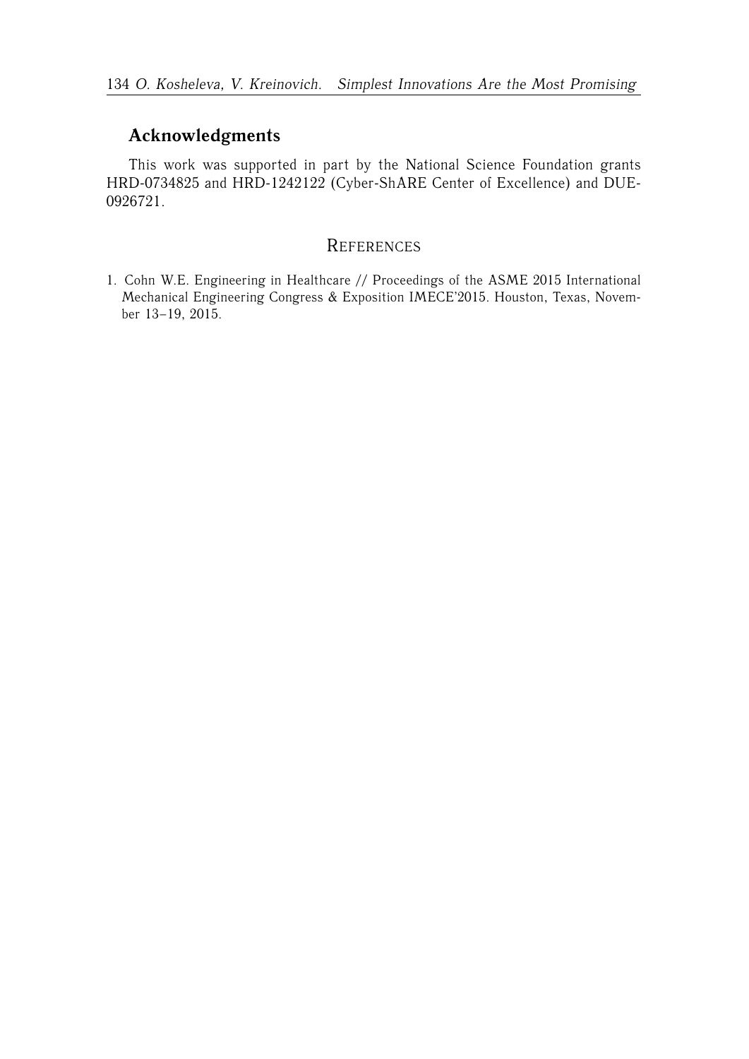## Acknowledgments

This work was supported in part by the National Science Foundation grants HRD-0734825 and HRD-1242122 (Cyber-ShARE Center of Excellence) and DUE-0926721.

## References

1. Cohn W.E. Engineering in Healthcare // Proceedings of the ASME 2015 International Mechanical Engineering Congress & Exposition IMECE'2015. Houston, Texas, November 13–19, 2015.